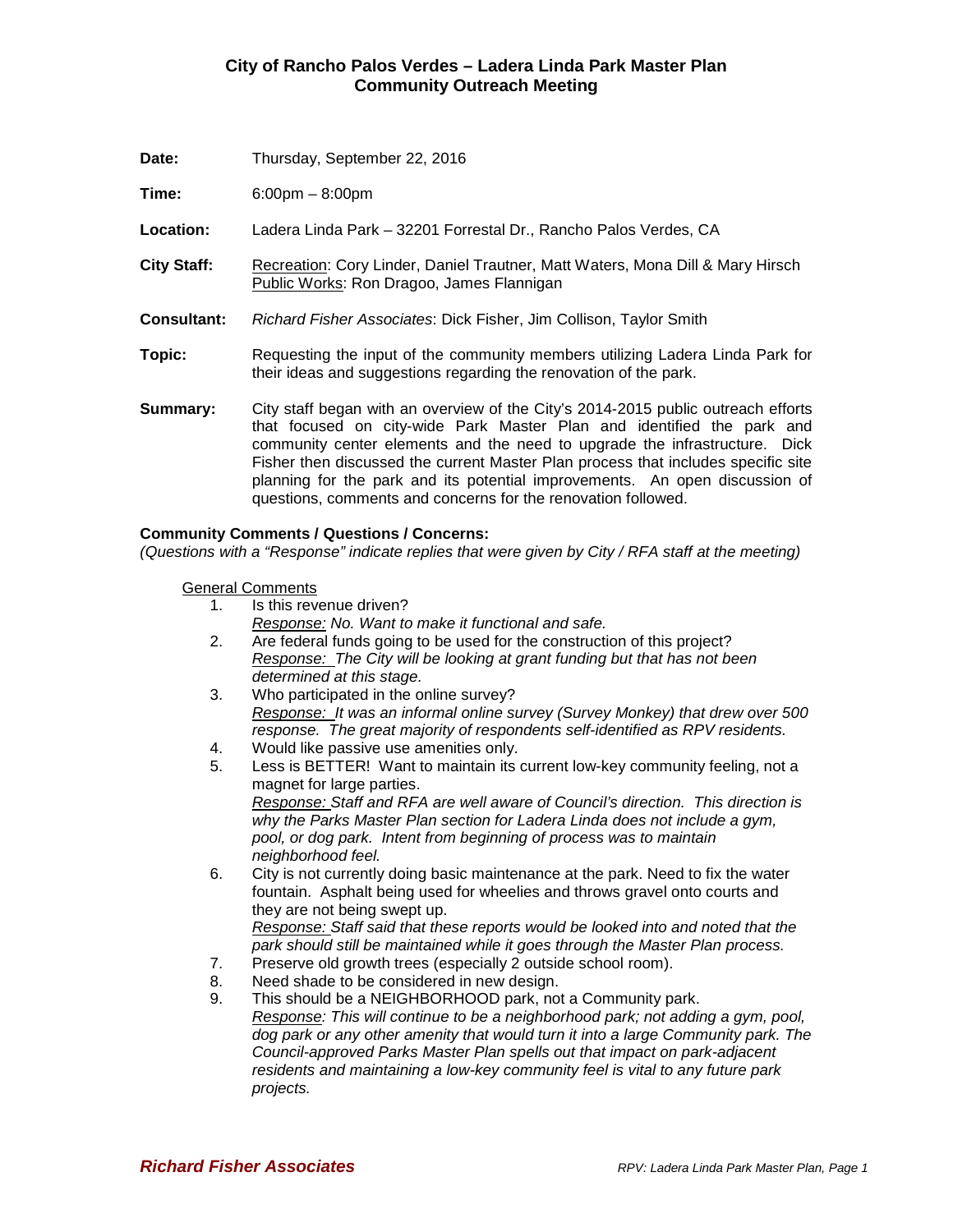# City of Rancho Palos Verdes – Ladera Linda Park Master Plan
## Community Outreach Meeting

**Date:** Thursday, September 22, 2016

**Time:** 6:00pm – 8:00pm

**Location:** Ladera Linda Park – 32201 Forrestal Dr., Rancho Palos Verdes, CA

**City Staff:** Recreation: Cory Linder, Daniel Trautner, Matt Waters, Mona Dill & Mary Hirsch
Public Works: Ron Dragoo, James Flannigan

**Consultant:** *Richard Fisher Associates*: Dick Fisher, Jim Collison, Taylor Smith

**Topic:** Requesting the input of the community members utilizing Ladera Linda Park for their ideas and suggestions regarding the renovation of the park.

**Summary:** City staff began with an overview of the City's 2014-2015 public outreach efforts that focused on city-wide Park Master Plan and identified the park and community center elements and the need to upgrade the infrastructure. Dick Fisher then discussed the current Master Plan process that includes specific site planning for the park and its potential improvements. An open discussion of questions, comments and concerns for the renovation followed.

**Community Comments / Questions / Concerns:**
*(Questions with a "Response" indicate replies that were given by City / RFA staff at the meeting)*

General Comments

1. Is this revenue driven?
   *Response: No. Want to make it functional and safe.*
2. Are federal funds going to be used for the construction of this project?
   *Response: The City will be looking at grant funding but that has not been determined at this stage.*
3. Who participated in the online survey?
   *Response: It was an informal online survey (Survey Monkey) that drew over 500 response. The great majority of respondents self-identified as RPV residents.*
4. Would like passive use amenities only.
5. Less is BETTER! Want to maintain its current low-key community feeling, not a magnet for large parties.
   *Response: Staff and RFA are well aware of Council's direction. This direction is why the Parks Master Plan section for Ladera Linda does not include a gym, pool, or dog park. Intent from beginning of process was to maintain neighborhood feel.*
6. City is not currently doing basic maintenance at the park. Need to fix the water fountain. Asphalt being used for wheelies and throws gravel onto courts and they are not being swept up.
   *Response: Staff said that these reports would be looked into and noted that the park should still be maintained while it goes through the Master Plan process.*
7. Preserve old growth trees (especially 2 outside school room).
8. Need shade to be considered in new design.
9. This should be a NEIGHBORHOOD park, not a Community park.
   *Response: This will continue to be a neighborhood park; not adding a gym, pool, dog park or any other amenity that would turn it into a large Community park. The Council-approved Parks Master Plan spells out that impact on park-adjacent residents and maintaining a low-key community feel is vital to any future park projects.*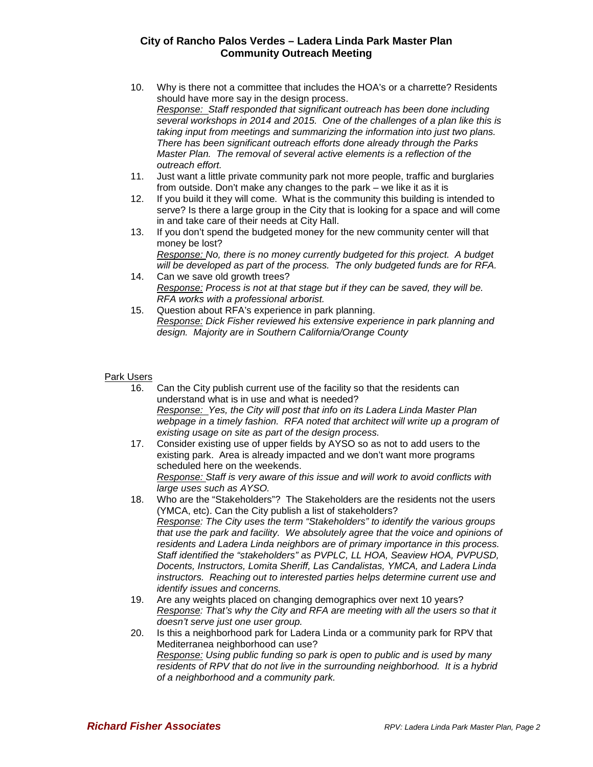10. Why is there not a committee that includes the HOA's or a charrette? Residents should have more say in the design process.
    <u>Response:</u> *Staff responded that significant outreach has been done including several workshops in 2014 and 2015. One of the challenges of a plan like this is taking input from meetings and summarizing the information into just two plans. There has been significant outreach efforts done already through the Parks Master Plan. The removal of several active elements is a reflection of the outreach effort.*
11. Just want a little private community park not more people, traffic and burglaries from outside. Don't make any changes to the park – we like it as it is
12. If you build it they will come. What is the community this building is intended to serve? Is there a large group in the City that is looking for a space and will come in and take care of their needs at City Hall.
13. If you don't spend the budgeted money for the new community center will that money be lost?
    <u>Response:</u> *No, there is no money currently budgeted for this project. A budget will be developed as part of the process. The only budgeted funds are for RFA.*
14. Can we save old growth trees?
    <u>Response:</u> *Process is not at that stage but if they can be saved, they will be. RFA works with a professional arborist.*
15. Question about RFA's experience in park planning.
    <u>Response:</u> *Dick Fisher reviewed his extensive experience in park planning and design. Majority are in Southern California/Orange County*

<u>Park Users</u>

16. Can the City publish current use of the facility so that the residents can understand what is in use and what is needed?
    <u>Response:</u> *Yes, the City will post that info on its Ladera Linda Master Plan webpage in a timely fashion. RFA noted that architect will write up a program of existing usage on site as part of the design process.*
17. Consider existing use of upper fields by AYSO so as not to add users to the existing park. Area is already impacted and we don't want more programs scheduled here on the weekends.
    <u>Response:</u> *Staff is very aware of this issue and will work to avoid conflicts with large uses such as AYSO.*
18. Who are the "Stakeholders"? The Stakeholders are the residents not the users (YMCA, etc). Can the City publish a list of stakeholders?
    <u>Response</u>*: The City uses the term "Stakeholders" to identify the various groups that use the park and facility. We absolutely agree that the voice and opinions of residents and Ladera Linda neighbors are of primary importance in this process. Staff identified the "stakeholders" as PVPLC, LL HOA, Seaview HOA, PVPUSD, Docents, Instructors, Lomita Sheriff, Las Candalistas, YMCA, and Ladera Linda instructors. Reaching out to interested parties helps determine current use and identify issues and concerns.*
19. Are any weights placed on changing demographics over next 10 years?
    <u>Response</u>*: That's why the City and RFA are meeting with all the users so that it doesn't serve just one user group.*
20. Is this a neighborhood park for Ladera Linda or a community park for RPV that Mediterranea neighborhood can use?
    <u>Response:</u> *Using public funding so park is open to public and is used by many residents of RPV that do not live in the surrounding neighborhood. It is a hybrid of a neighborhood and a community park.*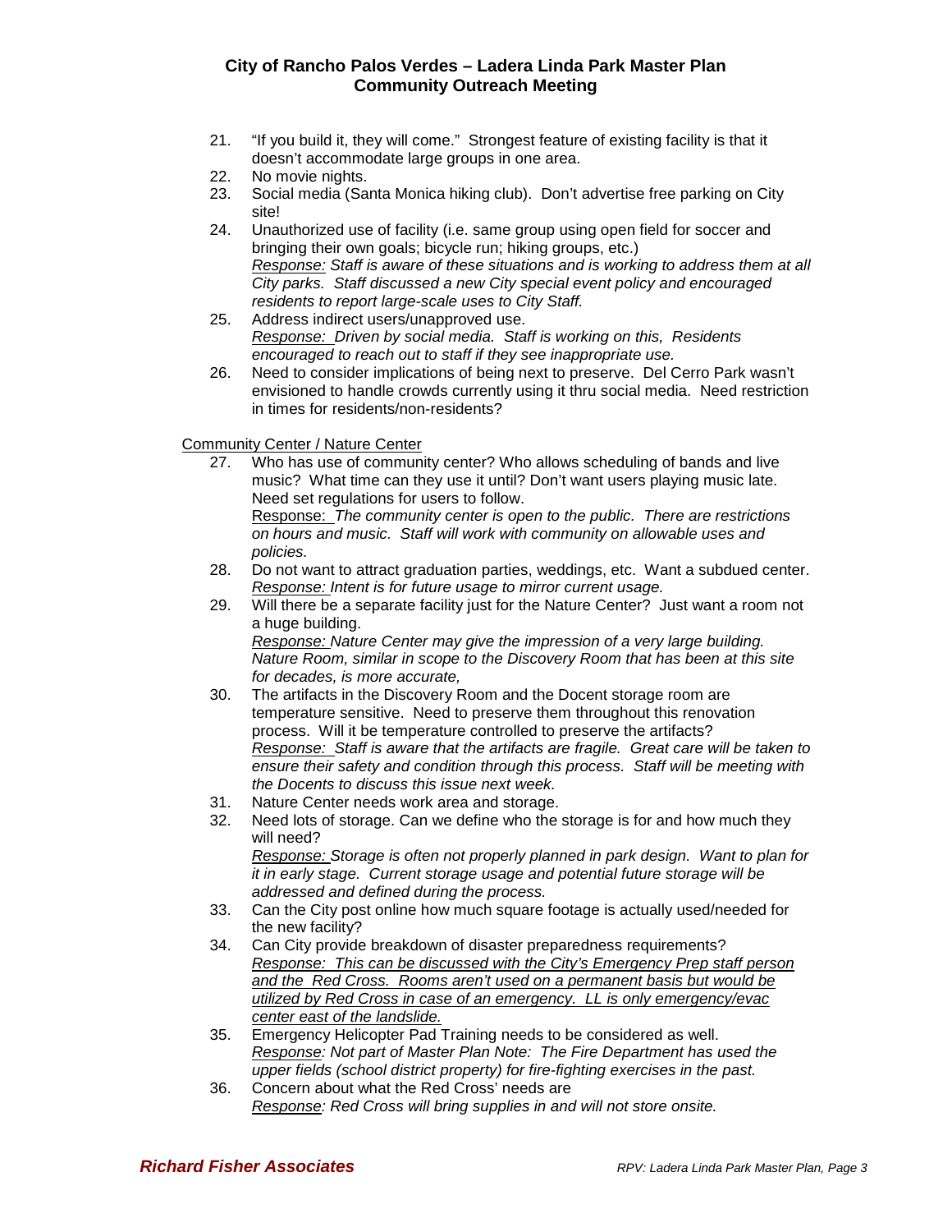21. "If you build it, they will come." Strongest feature of existing facility is that it doesn't accommodate large groups in one area.
22. No movie nights.
23. Social media (Santa Monica hiking club). Don't advertise free parking on City site!
24. Unauthorized use of facility (i.e. same group using open field for soccer and bringing their own goals; bicycle run; hiking groups, etc.)
    *<u>Response:</u> Staff is aware of these situations and is working to address them at all City parks. Staff discussed a new City special event policy and encouraged residents to report large-scale uses to City Staff.*
25. Address indirect users/unapproved use.
    *<u>Response:</u> Driven by social media. Staff is working on this, Residents encouraged to reach out to staff if they see inappropriate use.*
26. Need to consider implications of being next to preserve. Del Cerro Park wasn't envisioned to handle crowds currently using it thru social media. Need restriction in times for residents/non-residents?

<u>Community Center / Nature Center</u>

27. Who has use of community center? Who allows scheduling of bands and live music? What time can they use it until? Don't want users playing music late. Need set regulations for users to follow.
    <u>Response:</u> *The community center is open to the public. There are restrictions on hours and music. Staff will work with community on allowable uses and policies.*
28. Do not want to attract graduation parties, weddings, etc. Want a subdued center.
    *<u>Response:</u> Intent is for future usage to mirror current usage.*
29. Will there be a separate facility just for the Nature Center? Just want a room not a huge building.
    *<u>Response:</u> Nature Center may give the impression of a very large building. Nature Room, similar in scope to the Discovery Room that has been at this site for decades, is more accurate,*
30. The artifacts in the Discovery Room and the Docent storage room are temperature sensitive. Need to preserve them throughout this renovation process. Will it be temperature controlled to preserve the artifacts?
    *<u>Response:</u> Staff is aware that the artifacts are fragile. Great care will be taken to ensure their safety and condition through this process. Staff will be meeting with the Docents to discuss this issue next week.*
31. Nature Center needs work area and storage.
32. Need lots of storage. Can we define who the storage is for and how much they will need?
    *<u>Response:</u> Storage is often not properly planned in park design. Want to plan for it in early stage. Current storage usage and potential future storage will be addressed and defined during the process.*
33. Can the City post online how much square footage is actually used/needed for the new facility?
34. Can City provide breakdown of disaster preparedness requirements?
    *<u>Response: This can be discussed with the City's Emergency Prep staff person and the Red Cross. Rooms aren't used on a permanent basis but would be utilized by Red Cross in case of an emergency. LL is only emergency/evac center east of the landslide.</u>*
35. Emergency Helicopter Pad Training needs to be considered as well.
    *<u>Response</u>: Not part of Master Plan Note: The Fire Department has used the upper fields (school district property) for fire-fighting exercises in the past.*
36. Concern about what the Red Cross' needs are
    *<u>Response</u>: Red Cross will bring supplies in and will not store onsite.*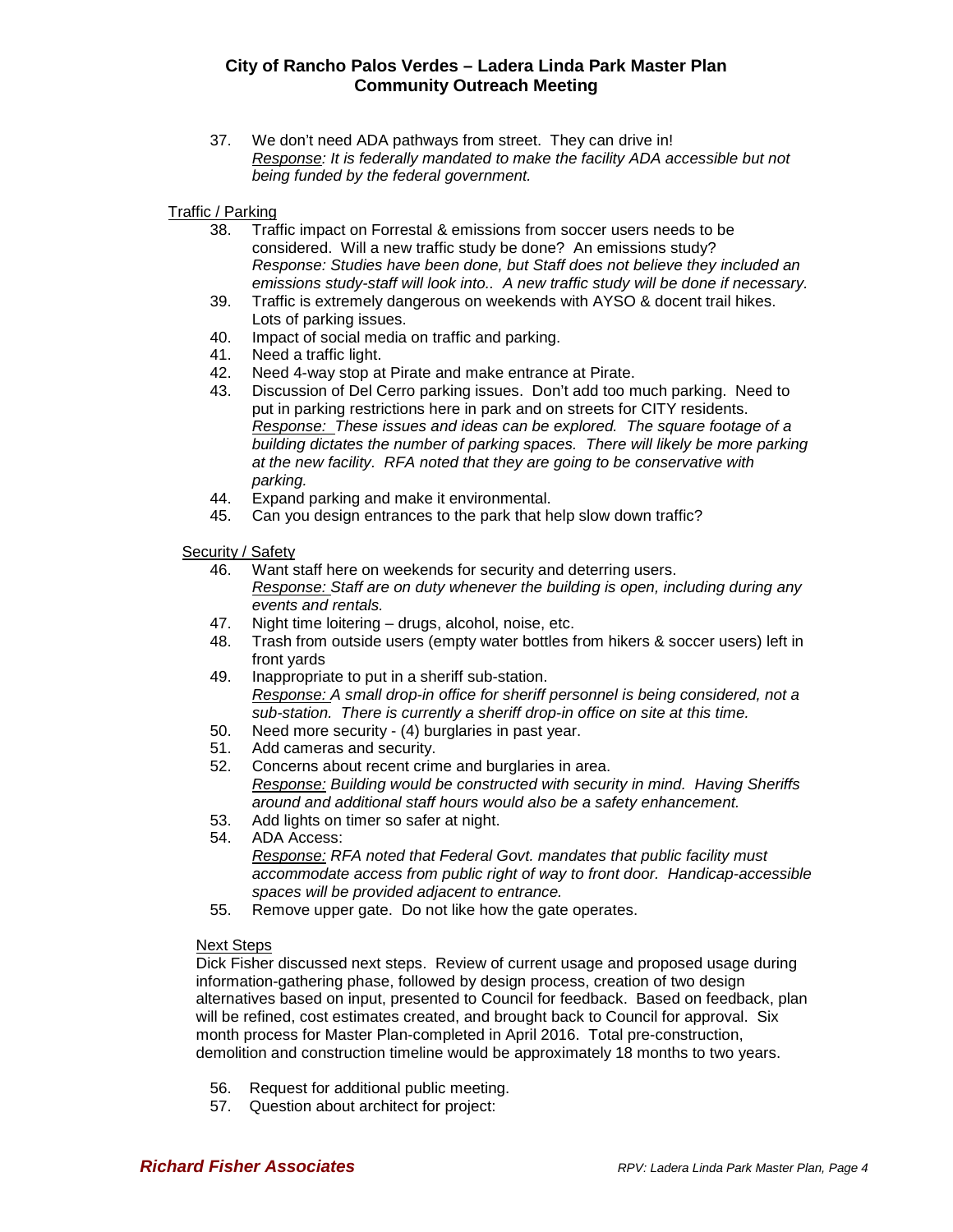37. We don't need ADA pathways from street. They can drive in!
    *Response: It is federally mandated to make the facility ADA accessible but not being funded by the federal government.*

Traffic / Parking

38. Traffic impact on Forrestal & emissions from soccer users needs to be considered. Will a new traffic study be done? An emissions study?
    *Response: Studies have been done, but Staff does not believe they included an emissions study-staff will look into.. A new traffic study will be done if necessary.*
39. Traffic is extremely dangerous on weekends with AYSO & docent trail hikes. Lots of parking issues.
40. Impact of social media on traffic and parking.
41. Need a traffic light.
42. Need 4-way stop at Pirate and make entrance at Pirate.
43. Discussion of Del Cerro parking issues. Don't add too much parking. Need to put in parking restrictions here in park and on streets for CITY residents.
    *Response: These issues and ideas can be explored. The square footage of a building dictates the number of parking spaces. There will likely be more parking at the new facility. RFA noted that they are going to be conservative with parking.*
44. Expand parking and make it environmental.
45. Can you design entrances to the park that help slow down traffic?

Security / Safety

46. Want staff here on weekends for security and deterring users.
    *Response: Staff are on duty whenever the building is open, including during any events and rentals.*
47. Night time loitering – drugs, alcohol, noise, etc.
48. Trash from outside users (empty water bottles from hikers & soccer users) left in front yards
49. Inappropriate to put in a sheriff sub-station.
    *Response: A small drop-in office for sheriff personnel is being considered, not a sub-station. There is currently a sheriff drop-in office on site at this time.*
50. Need more security - (4) burglaries in past year.
51. Add cameras and security.
52. Concerns about recent crime and burglaries in area.
    *Response: Building would be constructed with security in mind. Having Sheriffs around and additional staff hours would also be a safety enhancement.*
53. Add lights on timer so safer at night.
54. ADA Access:
    *Response: RFA noted that Federal Govt. mandates that public facility must accommodate access from public right of way to front door. Handicap-accessible spaces will be provided adjacent to entrance.*
55. Remove upper gate. Do not like how the gate operates.

Next Steps

Dick Fisher discussed next steps. Review of current usage and proposed usage during information-gathering phase, followed by design process, creation of two design alternatives based on input, presented to Council for feedback. Based on feedback, plan will be refined, cost estimates created, and brought back to Council for approval. Six month process for Master Plan-completed in April 2016. Total pre-construction, demolition and construction timeline would be approximately 18 months to two years.

56. Request for additional public meeting.
57. Question about architect for project: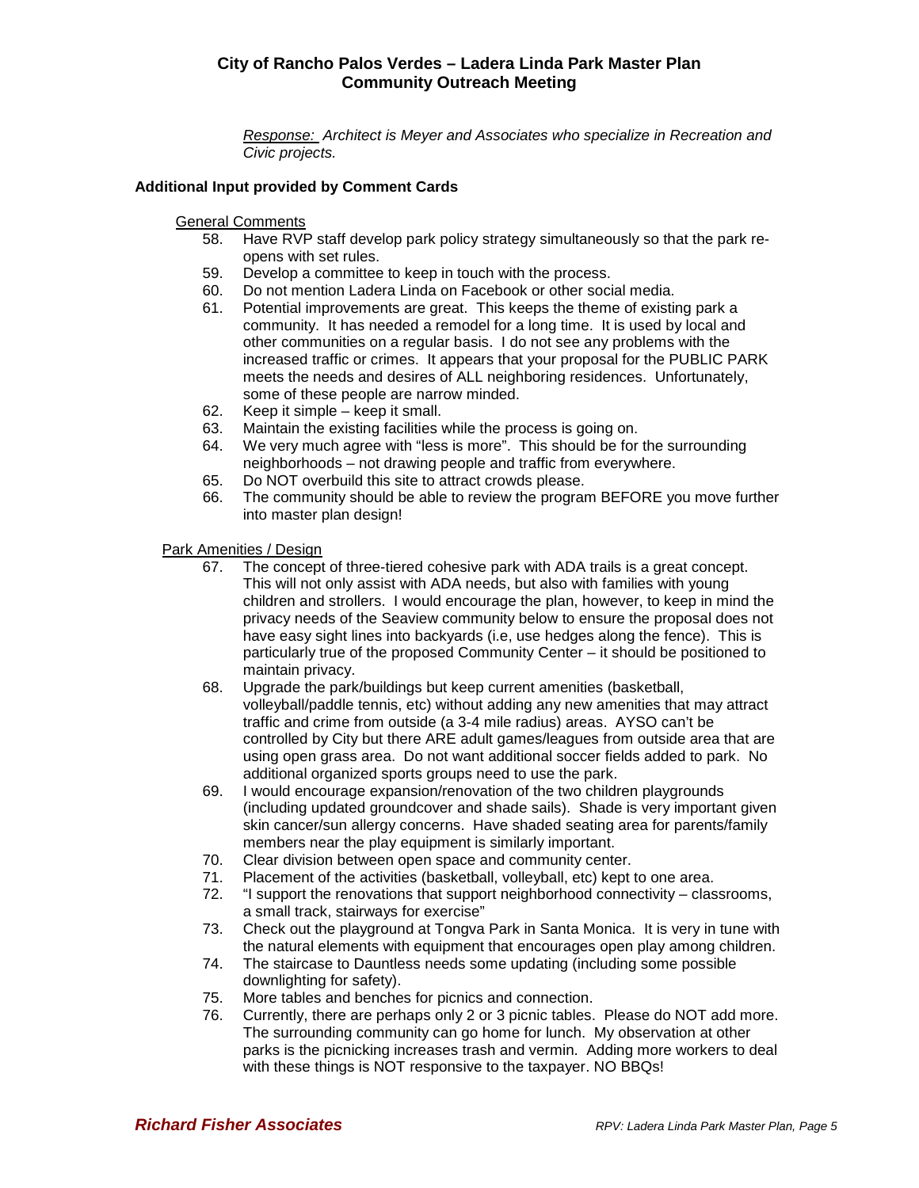*Response: Architect is Meyer and Associates who specialize in Recreation and Civic projects.*

**Additional Input provided by Comment Cards**

General Comments

58. Have RVP staff develop park policy strategy simultaneously so that the park re-opens with set rules.
59. Develop a committee to keep in touch with the process.
60. Do not mention Ladera Linda on Facebook or other social media.
61. Potential improvements are great. This keeps the theme of existing park a community. It has needed a remodel for a long time. It is used by local and other communities on a regular basis. I do not see any problems with the increased traffic or crimes. It appears that your proposal for the PUBLIC PARK meets the needs and desires of ALL neighboring residences. Unfortunately, some of these people are narrow minded.
62. Keep it simple – keep it small.
63. Maintain the existing facilities while the process is going on.
64. We very much agree with "less is more". This should be for the surrounding neighborhoods – not drawing people and traffic from everywhere.
65. Do NOT overbuild this site to attract crowds please.
66. The community should be able to review the program BEFORE you move further into master plan design!

Park Amenities / Design

67. The concept of three-tiered cohesive park with ADA trails is a great concept. This will not only assist with ADA needs, but also with families with young children and strollers. I would encourage the plan, however, to keep in mind the privacy needs of the Seaview community below to ensure the proposal does not have easy sight lines into backyards (i.e, use hedges along the fence). This is particularly true of the proposed Community Center – it should be positioned to maintain privacy.
68. Upgrade the park/buildings but keep current amenities (basketball, volleyball/paddle tennis, etc) without adding any new amenities that may attract traffic and crime from outside (a 3-4 mile radius) areas. AYSO can't be controlled by City but there ARE adult games/leagues from outside area that are using open grass area. Do not want additional soccer fields added to park. No additional organized sports groups need to use the park.
69. I would encourage expansion/renovation of the two children playgrounds (including updated groundcover and shade sails). Shade is very important given skin cancer/sun allergy concerns. Have shaded seating area for parents/family members near the play equipment is similarly important.
70. Clear division between open space and community center.
71. Placement of the activities (basketball, volleyball, etc) kept to one area.
72. "I support the renovations that support neighborhood connectivity – classrooms, a small track, stairways for exercise"
73. Check out the playground at Tongva Park in Santa Monica. It is very in tune with the natural elements with equipment that encourages open play among children.
74. The staircase to Dauntless needs some updating (including some possible downlighting for safety).
75. More tables and benches for picnics and connection.
76. Currently, there are perhaps only 2 or 3 picnic tables. Please do NOT add more. The surrounding community can go home for lunch. My observation at other parks is the picnicking increases trash and vermin. Adding more workers to deal with these things is NOT responsive to the taxpayer. NO BBQs!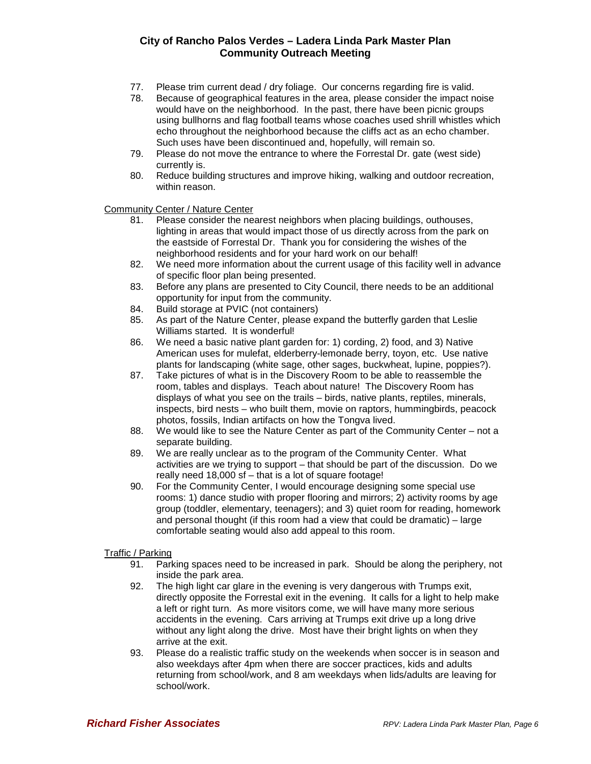77. Please trim current dead / dry foliage. Our concerns regarding fire is valid.
78. Because of geographical features in the area, please consider the impact noise would have on the neighborhood. In the past, there have been picnic groups using bullhorns and flag football teams whose coaches used shrill whistles which echo throughout the neighborhood because the cliffs act as an echo chamber. Such uses have been discontinued and, hopefully, will remain so.
79. Please do not move the entrance to where the Forrestal Dr. gate (west side) currently is.
80. Reduce building structures and improve hiking, walking and outdoor recreation, within reason.

Community Center / Nature Center

81. Please consider the nearest neighbors when placing buildings, outhouses, lighting in areas that would impact those of us directly across from the park on the eastside of Forrestal Dr. Thank you for considering the wishes of the neighborhood residents and for your hard work on our behalf!
82. We need more information about the current usage of this facility well in advance of specific floor plan being presented.
83. Before any plans are presented to City Council, there needs to be an additional opportunity for input from the community.
84. Build storage at PVIC (not containers)
85. As part of the Nature Center, please expand the butterfly garden that Leslie Williams started. It is wonderful!
86. We need a basic native plant garden for: 1) cording, 2) food, and 3) Native American uses for mulefat, elderberry-lemonade berry, toyon, etc. Use native plants for landscaping (white sage, other sages, buckwheat, lupine, poppies?).
87. Take pictures of what is in the Discovery Room to be able to reassemble the room, tables and displays. Teach about nature! The Discovery Room has displays of what you see on the trails – birds, native plants, reptiles, minerals, inspects, bird nests – who built them, movie on raptors, hummingbirds, peacock photos, fossils, Indian artifacts on how the Tongva lived.
88. We would like to see the Nature Center as part of the Community Center – not a separate building.
89. We are really unclear as to the program of the Community Center. What activities are we trying to support – that should be part of the discussion. Do we really need 18,000 sf – that is a lot of square footage!
90. For the Community Center, I would encourage designing some special use rooms: 1) dance studio with proper flooring and mirrors; 2) activity rooms by age group (toddler, elementary, teenagers); and 3) quiet room for reading, homework and personal thought (if this room had a view that could be dramatic) – large comfortable seating would also add appeal to this room.

Traffic / Parking

91. Parking spaces need to be increased in park. Should be along the periphery, not inside the park area.
92. The high light car glare in the evening is very dangerous with Trumps exit, directly opposite the Forrestal exit in the evening. It calls for a light to help make a left or right turn. As more visitors come, we will have many more serious accidents in the evening. Cars arriving at Trumps exit drive up a long drive without any light along the drive. Most have their bright lights on when they arrive at the exit.
93. Please do a realistic traffic study on the weekends when soccer is in season and also weekdays after 4pm when there are soccer practices, kids and adults returning from school/work, and 8 am weekdays when lids/adults are leaving for school/work.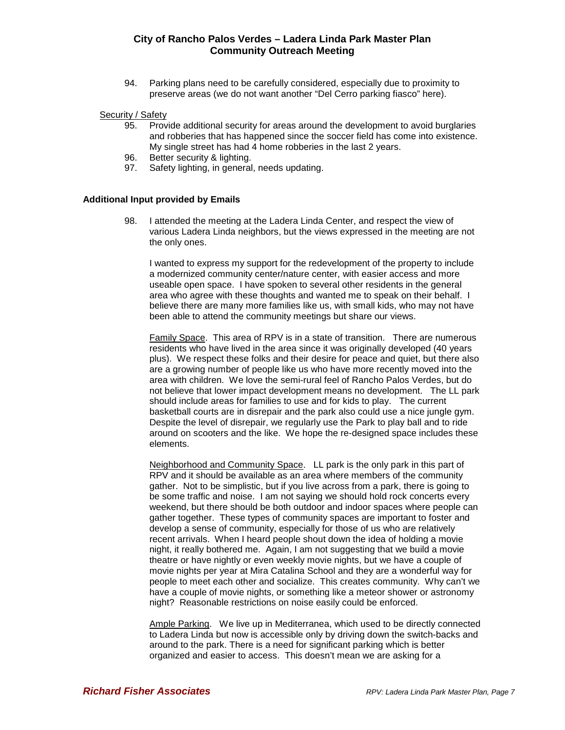94. Parking plans need to be carefully considered, especially due to proximity to preserve areas (we do not want another "Del Cerro parking fiasco" here).

Security / Safety

95. Provide additional security for areas around the development to avoid burglaries and robberies that has happened since the soccer field has come into existence. My single street has had 4 home robberies in the last 2 years.
96. Better security & lighting.
97. Safety lighting, in general, needs updating.

**Additional Input provided by Emails**

98. I attended the meeting at the Ladera Linda Center, and respect the view of various Ladera Linda neighbors, but the views expressed in the meeting are not the only ones.

    I wanted to express my support for the redevelopment of the property to include a modernized community center/nature center, with easier access and more useable open space. I have spoken to several other residents in the general area who agree with these thoughts and wanted me to speak on their behalf. I believe there are many more families like us, with small kids, who may not have been able to attend the community meetings but share our views.

    Family Space. This area of RPV is in a state of transition. There are numerous residents who have lived in the area since it was originally developed (40 years plus). We respect these folks and their desire for peace and quiet, but there also are a growing number of people like us who have more recently moved into the area with children. We love the semi-rural feel of Rancho Palos Verdes, but do not believe that lower impact development means no development. The LL park should include areas for families to use and for kids to play. The current basketball courts are in disrepair and the park also could use a nice jungle gym. Despite the level of disrepair, we regularly use the Park to play ball and to ride around on scooters and the like. We hope the re-designed space includes these elements.

    Neighborhood and Community Space. LL park is the only park in this part of RPV and it should be available as an area where members of the community gather. Not to be simplistic, but if you live across from a park, there is going to be some traffic and noise. I am not saying we should hold rock concerts every weekend, but there should be both outdoor and indoor spaces where people can gather together. These types of community spaces are important to foster and develop a sense of community, especially for those of us who are relatively recent arrivals. When I heard people shout down the idea of holding a movie night, it really bothered me. Again, I am not suggesting that we build a movie theatre or have nightly or even weekly movie nights, but we have a couple of movie nights per year at Mira Catalina School and they are a wonderful way for people to meet each other and socialize. This creates community. Why can't we have a couple of movie nights, or something like a meteor shower or astronomy night? Reasonable restrictions on noise easily could be enforced.

    Ample Parking. We live up in Mediterranea, which used to be directly connected to Ladera Linda but now is accessible only by driving down the switch-backs and around to the park. There is a need for significant parking which is better organized and easier to access. This doesn't mean we are asking for a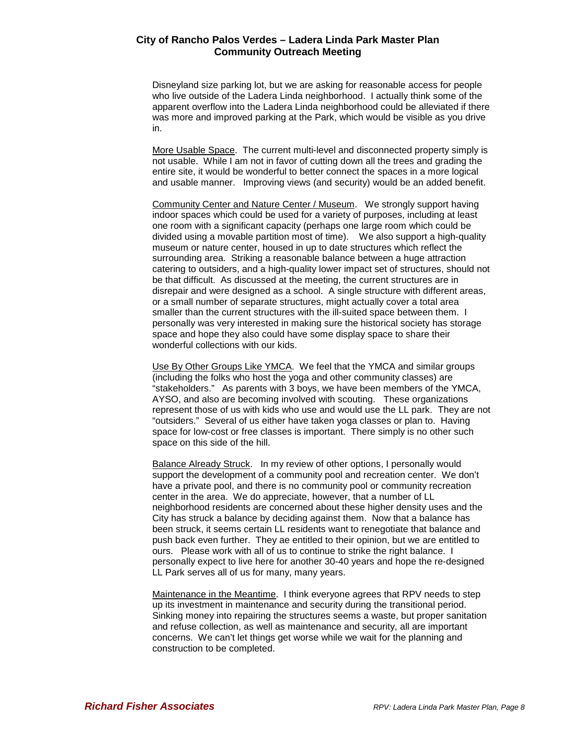Disneyland size parking lot, but we are asking for reasonable access for people who live outside of the Ladera Linda neighborhood. I actually think some of the apparent overflow into the Ladera Linda neighborhood could be alleviated if there was more and improved parking at the Park, which would be visible as you drive in.

<u>More Usable Space</u>. The current multi-level and disconnected property simply is not usable. While I am not in favor of cutting down all the trees and grading the entire site, it would be wonderful to better connect the spaces in a more logical and usable manner. Improving views (and security) would be an added benefit.

<u>Community Center and Nature Center / Museum</u>. We strongly support having indoor spaces which could be used for a variety of purposes, including at least one room with a significant capacity (perhaps one large room which could be divided using a movable partition most of time). We also support a high-quality museum or nature center, housed in up to date structures which reflect the surrounding area. Striking a reasonable balance between a huge attraction catering to outsiders, and a high-quality lower impact set of structures, should not be that difficult. As discussed at the meeting, the current structures are in disrepair and were designed as a school. A single structure with different areas, or a small number of separate structures, might actually cover a total area smaller than the current structures with the ill-suited space between them. I personally was very interested in making sure the historical society has storage space and hope they also could have some display space to share their wonderful collections with our kids.

<u>Use By Other Groups Like YMCA</u>. We feel that the YMCA and similar groups (including the folks who host the yoga and other community classes) are "stakeholders." As parents with 3 boys, we have been members of the YMCA, AYSO, and also are becoming involved with scouting. These organizations represent those of us with kids who use and would use the LL park. They are not "outsiders." Several of us either have taken yoga classes or plan to. Having space for low-cost or free classes is important. There simply is no other such space on this side of the hill.

<u>Balance Already Struck</u>. In my review of other options, I personally would support the development of a community pool and recreation center. We don't have a private pool, and there is no community pool or community recreation center in the area. We do appreciate, however, that a number of LL neighborhood residents are concerned about these higher density uses and the City has struck a balance by deciding against them. Now that a balance has been struck, it seems certain LL residents want to renegotiate that balance and push back even further. They ae entitled to their opinion, but we are entitled to ours. Please work with all of us to continue to strike the right balance. I personally expect to live here for another 30-40 years and hope the re-designed LL Park serves all of us for many, many years.

<u>Maintenance in the Meantime</u>. I think everyone agrees that RPV needs to step up its investment in maintenance and security during the transitional period. Sinking money into repairing the structures seems a waste, but proper sanitation and refuse collection, as well as maintenance and security, all are important concerns. We can't let things get worse while we wait for the planning and construction to be completed.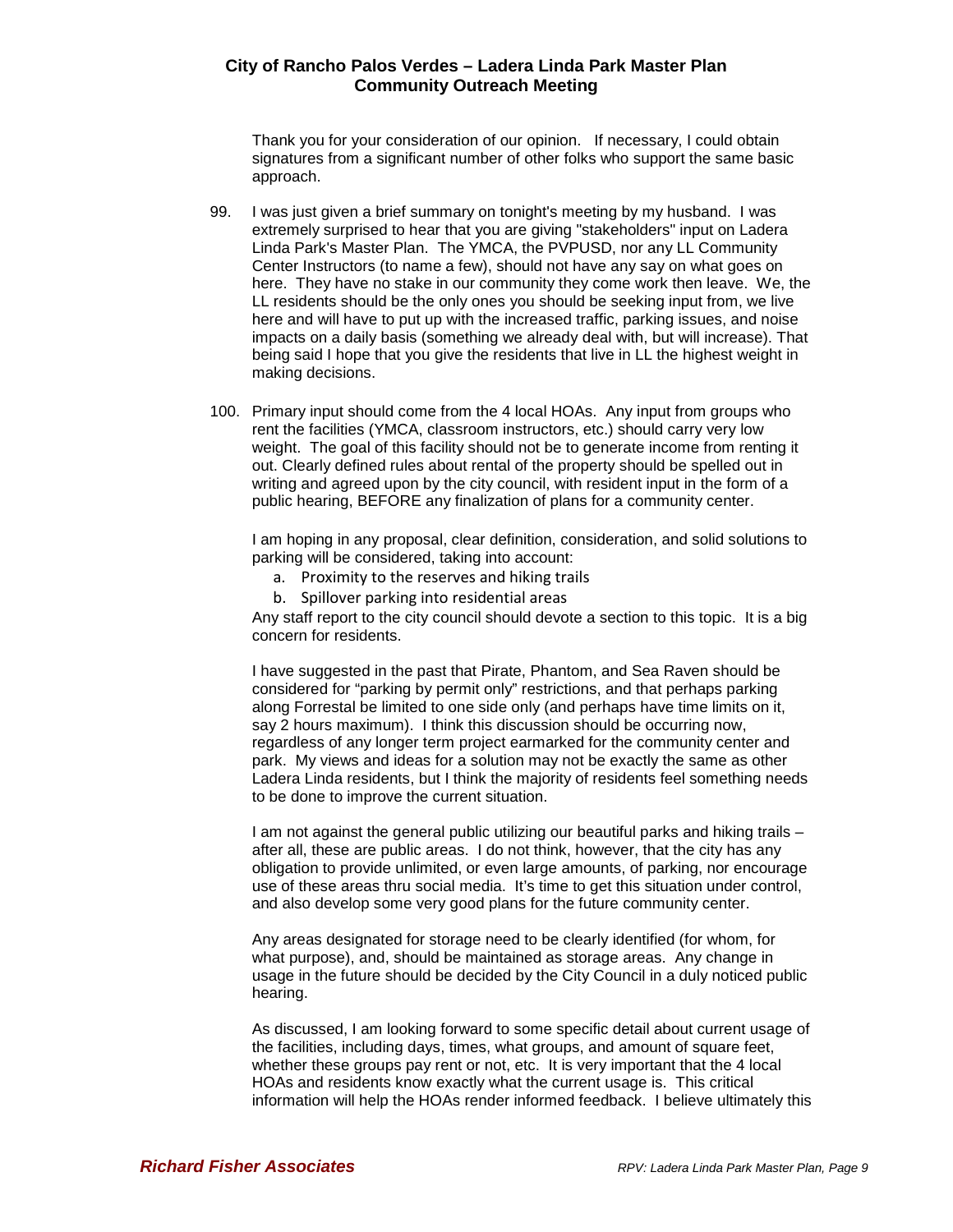Thank you for your consideration of our opinion. If necessary, I could obtain signatures from a significant number of other folks who support the same basic approach.

99. I was just given a brief summary on tonight's meeting by my husband. I was extremely surprised to hear that you are giving "stakeholders" input on Ladera Linda Park's Master Plan. The YMCA, the PVPUSD, nor any LL Community Center Instructors (to name a few), should not have any say on what goes on here. They have no stake in our community they come work then leave. We, the LL residents should be the only ones you should be seeking input from, we live here and will have to put up with the increased traffic, parking issues, and noise impacts on a daily basis (something we already deal with, but will increase). That being said I hope that you give the residents that live in LL the highest weight in making decisions.

100. Primary input should come from the 4 local HOAs. Any input from groups who rent the facilities (YMCA, classroom instructors, etc.) should carry very low weight. The goal of this facility should not be to generate income from renting it out. Clearly defined rules about rental of the property should be spelled out in writing and agreed upon by the city council, with resident input in the form of a public hearing, BEFORE any finalization of plans for a community center.

    I am hoping in any proposal, clear definition, consideration, and solid solutions to parking will be considered, taking into account:

    a. Proximity to the reserves and hiking trails
    b. Spillover parking into residential areas

    Any staff report to the city council should devote a section to this topic. It is a big concern for residents.

    I have suggested in the past that Pirate, Phantom, and Sea Raven should be considered for "parking by permit only" restrictions, and that perhaps parking along Forrestal be limited to one side only (and perhaps have time limits on it, say 2 hours maximum). I think this discussion should be occurring now, regardless of any longer term project earmarked for the community center and park. My views and ideas for a solution may not be exactly the same as other Ladera Linda residents, but I think the majority of residents feel something needs to be done to improve the current situation.

    I am not against the general public utilizing our beautiful parks and hiking trails – after all, these are public areas. I do not think, however, that the city has any obligation to provide unlimited, or even large amounts, of parking, nor encourage use of these areas thru social media. It's time to get this situation under control, and also develop some very good plans for the future community center.

    Any areas designated for storage need to be clearly identified (for whom, for what purpose), and, should be maintained as storage areas. Any change in usage in the future should be decided by the City Council in a duly noticed public hearing.

    As discussed, I am looking forward to some specific detail about current usage of the facilities, including days, times, what groups, and amount of square feet, whether these groups pay rent or not, etc. It is very important that the 4 local HOAs and residents know exactly what the current usage is. This critical information will help the HOAs render informed feedback. I believe ultimately this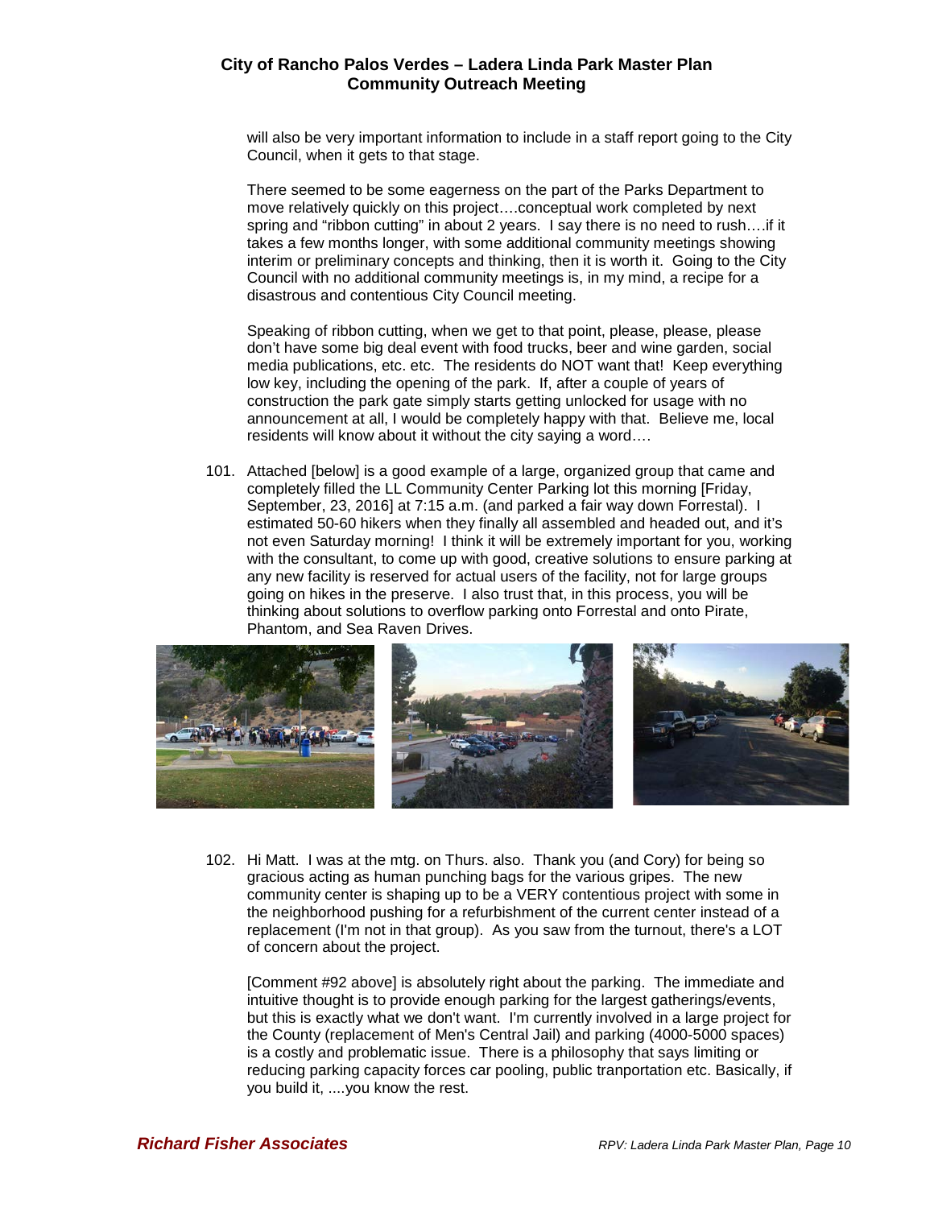will also be very important information to include in a staff report going to the City Council, when it gets to that stage.

There seemed to be some eagerness on the part of the Parks Department to move relatively quickly on this project….conceptual work completed by next spring and "ribbon cutting" in about 2 years. I say there is no need to rush….if it takes a few months longer, with some additional community meetings showing interim or preliminary concepts and thinking, then it is worth it. Going to the City Council with no additional community meetings is, in my mind, a recipe for a disastrous and contentious City Council meeting.

Speaking of ribbon cutting, when we get to that point, please, please, please don't have some big deal event with food trucks, beer and wine garden, social media publications, etc. etc. The residents do NOT want that! Keep everything low key, including the opening of the park. If, after a couple of years of construction the park gate simply starts getting unlocked for usage with no announcement at all, I would be completely happy with that. Believe me, local residents will know about it without the city saying a word….

101. Attached [below] is a good example of a large, organized group that came and completely filled the LL Community Center Parking lot this morning [Friday, September, 23, 2016] at 7:15 a.m. (and parked a fair way down Forrestal). I estimated 50-60 hikers when they finally all assembled and headed out, and it's not even Saturday morning! I think it will be extremely important for you, working with the consultant, to come up with good, creative solutions to ensure parking at any new facility is reserved for actual users of the facility, not for large groups going on hikes in the preserve. I also trust that, in this process, you will be thinking about solutions to overflow parking onto Forrestal and onto Pirate, Phantom, and Sea Raven Drives.

102. Hi Matt. I was at the mtg. on Thurs. also. Thank you (and Cory) for being so gracious acting as human punching bags for the various gripes. The new community center is shaping up to be a VERY contentious project with some in the neighborhood pushing for a refurbishment of the current center instead of a replacement (I'm not in that group). As you saw from the turnout, there's a LOT of concern about the project.

[Comment #92 above] is absolutely right about the parking. The immediate and intuitive thought is to provide enough parking for the largest gatherings/events, but this is exactly what we don't want. I'm currently involved in a large project for the County (replacement of Men's Central Jail) and parking (4000-5000 spaces) is a costly and problematic issue. There is a philosophy that says limiting or reducing parking capacity forces car pooling, public tranportation etc. Basically, if you build it, ....you know the rest.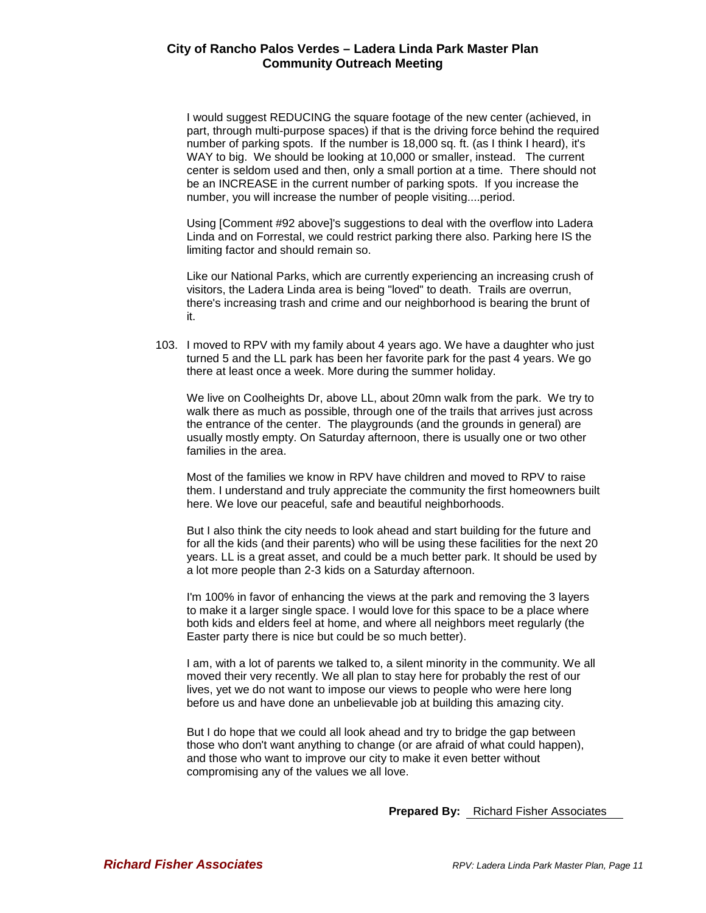I would suggest REDUCING the square footage of the new center (achieved, in part, through multi-purpose spaces) if that is the driving force behind the required number of parking spots. If the number is 18,000 sq. ft. (as I think I heard), it's WAY to big. We should be looking at 10,000 or smaller, instead. The current center is seldom used and then, only a small portion at a time. There should not be an INCREASE in the current number of parking spots. If you increase the number, you will increase the number of people visiting....period.

Using [Comment #92 above]'s suggestions to deal with the overflow into Ladera Linda and on Forrestal, we could restrict parking there also. Parking here IS the limiting factor and should remain so.

Like our National Parks, which are currently experiencing an increasing crush of visitors, the Ladera Linda area is being "loved" to death. Trails are overrun, there's increasing trash and crime and our neighborhood is bearing the brunt of it.

103. I moved to RPV with my family about 4 years ago. We have a daughter who just turned 5 and the LL park has been her favorite park for the past 4 years. We go there at least once a week. More during the summer holiday.

We live on Coolheights Dr, above LL, about 20mn walk from the park. We try to walk there as much as possible, through one of the trails that arrives just across the entrance of the center. The playgrounds (and the grounds in general) are usually mostly empty. On Saturday afternoon, there is usually one or two other families in the area.

Most of the families we know in RPV have children and moved to RPV to raise them. I understand and truly appreciate the community the first homeowners built here. We love our peaceful, safe and beautiful neighborhoods.

But I also think the city needs to look ahead and start building for the future and for all the kids (and their parents) who will be using these facilities for the next 20 years. LL is a great asset, and could be a much better park. It should be used by a lot more people than 2-3 kids on a Saturday afternoon.

I'm 100% in favor of enhancing the views at the park and removing the 3 layers to make it a larger single space. I would love for this space to be a place where both kids and elders feel at home, and where all neighbors meet regularly (the Easter party there is nice but could be so much better).

I am, with a lot of parents we talked to, a silent minority in the community. We all moved their very recently. We all plan to stay here for probably the rest of our lives, yet we do not want to impose our views to people who were here long before us and have done an unbelievable job at building this amazing city.

But I do hope that we could all look ahead and try to bridge the gap between those who don't want anything to change (or are afraid of what could happen), and those who want to improve our city to make it even better without compromising any of the values we all love.

**Prepared By:** Richard Fisher Associates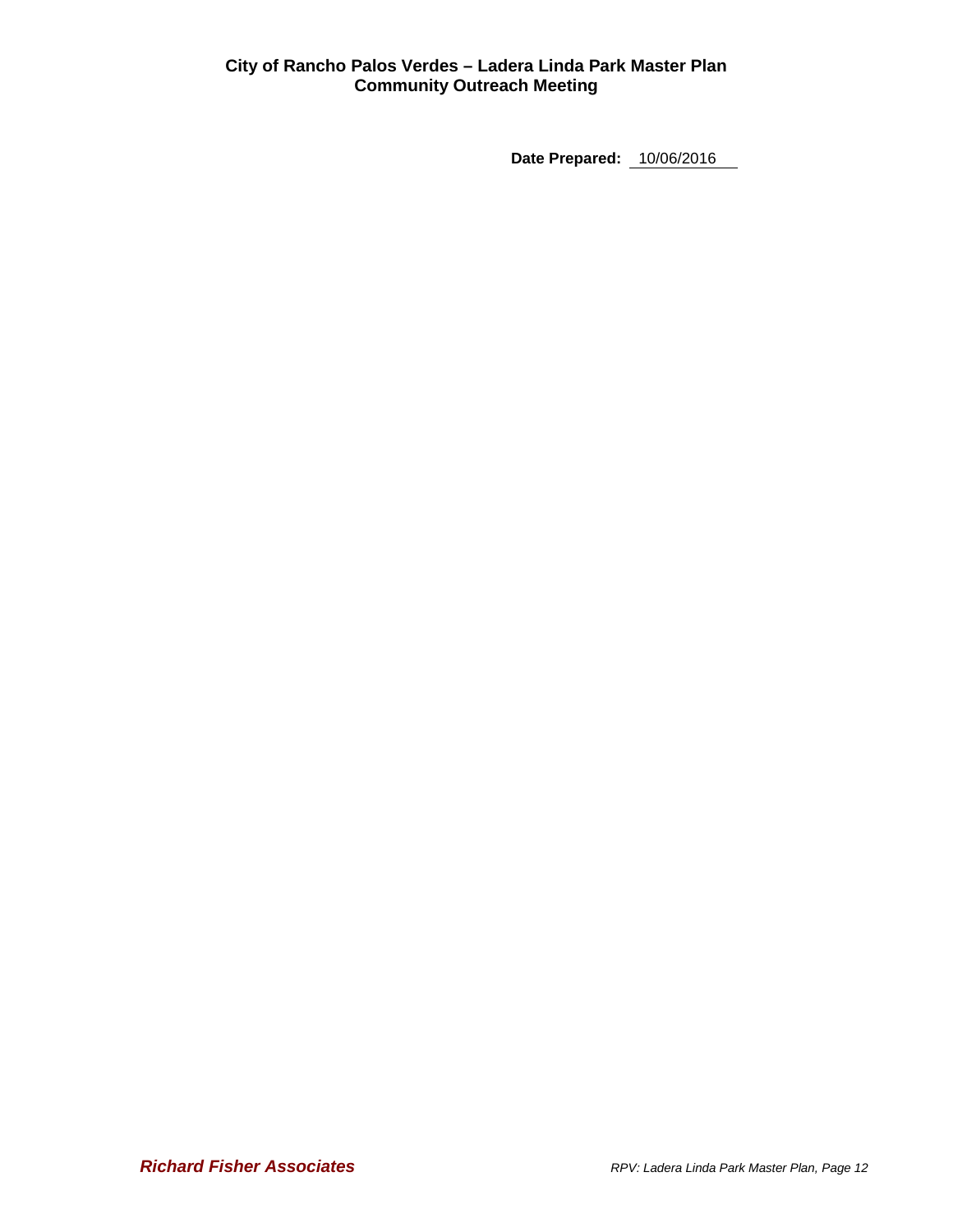**City of Rancho Palos Verdes – Ladera Linda Park Master Plan**
**Community Outreach Meeting**

**Date Prepared:** 10/06/2016